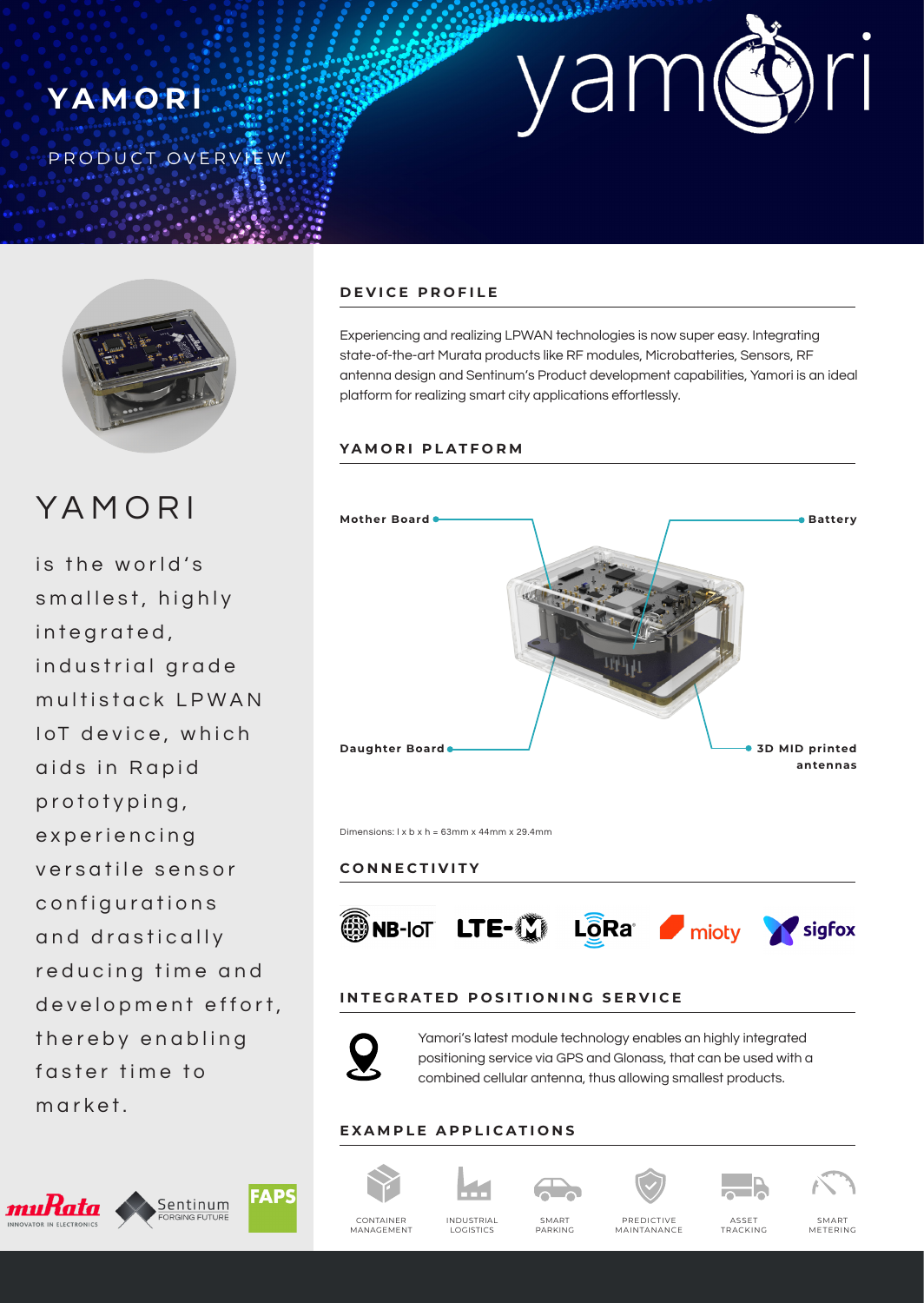# YAMORI

PRODUCT OVERVIEW

yamori

## YAMORI

is the world's smallest, highly integrated, industrial grade multistack LPWAN IoT device, which aids in Rapid prototyping, experiencing versatile sensor configurations and drastically reducing time and development effort, thereby enabling faster time to market.

muRata INNOVATOR IN ELECTRONICS | Sentinum FORGING FUTURE | FAPS

### DEVICE PROFILE

Experiencing and realizing LPWAN technologies is now super easy. Integrating state-of-the-art Murata products like RF modules, Microbatteries, Sensors, RF antenna design and Sentinum's Product development capabilities, Yamori is an ideal platform for realizing smart city applications effortlessly.

### YAMORI PLATFORM

Mother Board

Battery

Daughter Board

3D MID printed antennas

Dimensions: l x b x h = 63mm x 44mm x 29.4mm

### CONNECTIVITY

NB-IoT | LTE-M | LoRa | mioty | sigfox

### INTEGRATED POSITIONING SERVICE

Yamori's latest module technology enables an highly integrated positioning service via GPS and Glonass, that can be used with a combined cellular antenna, thus allowing smallest products.

### EXAMPLE APPLICATIONS

CONTAINER MANAGEMENT | INDUSTRIAL LOGISTICS | SMART PARKING | PREDICTIVE MAINTANANCE | ASSET TRACKING | SMART METERING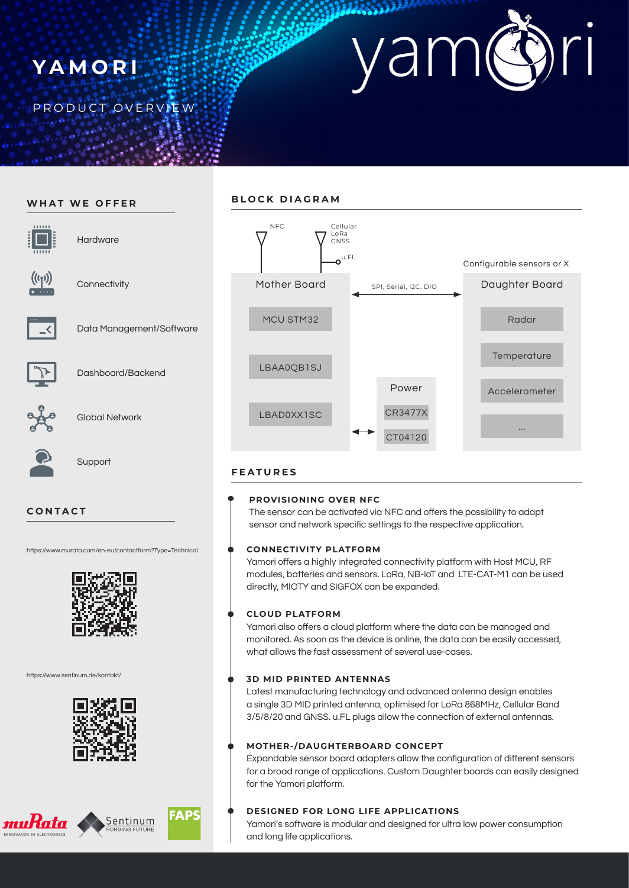# YAMORI

PRODUCT OVERVIEW

yamori

## WHAT WE OFFER

- Hardware
- Connectivity
- Data Management/Software
- Dashboard/Backend
- Global Network
- Support

## CONTACT

https://www.murata.com/en-eu/contactform?Type=Technical

https://www.sentinum.de/kontakt/

## BLOCK DIAGRAM

NFC

Cellular
LoRa
GNSS

u.FL

Configurable sensors or X

Mother Board
- MCU STM32
- LBAA0QB1SJ
- LBAD0XX1SC

SPI, Serial, I2C, DIO

Power
- CR3477X
- CT04120

Daughter Board
- Radar
- Temperature
- Accelerometer
- ...

## FEATURES

### PROVISIONING OVER NFC

The sensor can be activated via NFC and offers the possibility to adapt sensor and network specific settings to the respective application.

### CONNECTIVITY PLATFORM

Yamori offers a highly integrated connectivity platform with Host MCU, RF modules, batteries and sensors. LoRa, NB-IoT and LTE-CAT-M1 can be used directly, MIOTY and SIGFOX can be expanded.

### CLOUD PLATFORM

Yamori also offers a cloud platform where the data can be managed and monitored. As soon as the device is online, the data can be easily accessed, what allows the fast assessment of several use-cases.

### 3D MID PRINTED ANTENNAS

Latest manufacturing technology and advanced antenna design enables a single 3D MID printed antenna, optimised for LoRa 868MHz, Cellular Band 3/5/8/20 and GNSS. u.FL plugs allow the connection of external antennas.

### MOTHER-/DAUGHTERBOARD CONCEPT

Expandable sensor board adapters allow the configuration of different sensors for a broad range of applications. Custom Daughter boards can easily designed for the Yamori platform.

### DESIGNED FOR LONG LIFE APPLICATIONS

Yamori's software is modular and designed for ultra low power consumption and long life applications.

muRata INNOVATOR IN ELECTRONICS

Sentinum FORGING FUTURE

FAPS